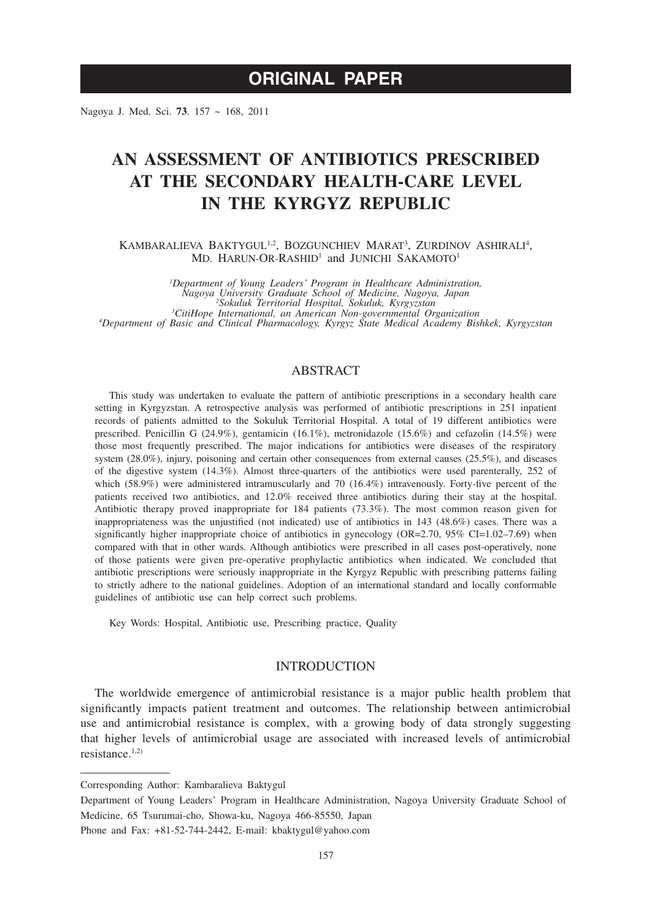ORIGINAL PAPER

# AN ASSESSMENT OF ANTIBIOTICS PRESCRIBED AT THE SECONDARY HEALTH-CARE LEVEL IN THE KYRGYZ REPUBLIC

Kambaralieva Baktygul[1,2], Bozgunchiev Marat[3], Zurdinov Ashirali[4], Md. Harun-Or-Rashid[1] and Junichi Sakamoto[1]

[1]*Department of Young Leaders' Program in Healthcare Administration, Nagoya University Graduate School of Medicine, Nagoya, Japan*
[2]*Sokuluk Territorial Hospital, Sokuluk, Kyrgyzstan*
[3]*CitiHope International, an American Non-governmental Organization*
[4]*Department of Basic and Clinical Pharmacology, Kyrgyz State Medical Academy Bishkek, Kyrgyzstan*

## ABSTRACT

This study was undertaken to evaluate the pattern of antibiotic prescriptions in a secondary health care setting in Kyrgyzstan. A retrospective analysis was performed of antibiotic prescriptions in 251 inpatient records of patients admitted to the Sokuluk Territorial Hospital. A total of 19 different antibiotics were prescribed. Penicillin G (24.9%), gentamicin (16.1%), metronidazole (15.6%) and cefazolin (14.5%) were those most frequently prescribed. The major indications for antibiotics were diseases of the respiratory system (28.0%), injury, poisoning and certain other consequences from external causes (25.5%), and diseases of the digestive system (14.3%). Almost three-quarters of the antibiotics were used parenterally, 252 of which (58.9%) were administered intramuscularly and 70 (16.4%) intravenously. Forty-five percent of the patients received two antibiotics, and 12.0% received three antibiotics during their stay at the hospital. Antibiotic therapy proved inappropriate for 184 patients (73.3%). The most common reason given for inappropriateness was the unjustified (not indicated) use of antibiotics in 143 (48.6%) cases. There was a significantly higher inappropriate choice of antibiotics in gynecology (OR=2.70, 95% CI=1.02–7.69) when compared with that in other wards. Although antibiotics were prescribed in all cases post-operatively, none of those patients were given pre-operative prophylactic antibiotics when indicated. We concluded that antibiotic prescriptions were seriously inappropriate in the Kyrgyz Republic with prescribing patterns failing to strictly adhere to the national guidelines. Adoption of an international standard and locally conformable guidelines of antibiotic use can help correct such problems.

Key Words: Hospital, Antibiotic use, Prescribing practice, Quality

## INTRODUCTION

The worldwide emergence of antimicrobial resistance is a major public health problem that significantly impacts patient treatment and outcomes. The relationship between antimicrobial use and antimicrobial resistance is complex, with a growing body of data strongly suggesting that higher levels of antimicrobial usage are associated with increased levels of antimicrobial resistance.[1,2]

---

Corresponding Author: Kambaralieva Baktygul

Department of Young Leaders' Program in Healthcare Administration, Nagoya University Graduate School of Medicine, 65 Tsurumai-cho, Showa-ku, Nagoya 466-85550, Japan

Phone and Fax: +81-52-744-2442, E-mail: kbaktygul@yahoo.com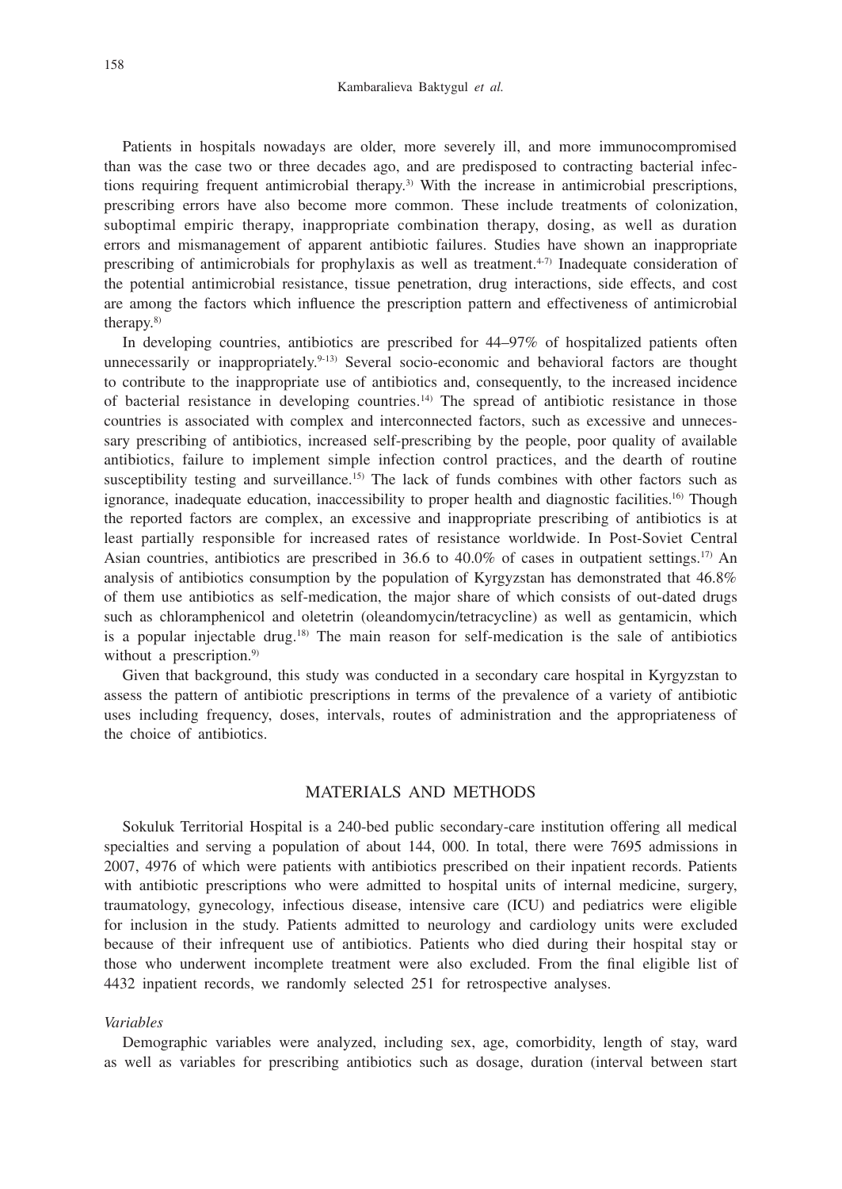Patients in hospitals nowadays are older, more severely ill, and more immunocompromised than was the case two or three decades ago, and are predisposed to contracting bacterial infections requiring frequent antimicrobial therapy.[3] With the increase in antimicrobial prescriptions, prescribing errors have also become more common. These include treatments of colonization, suboptimal empiric therapy, inappropriate combination therapy, dosing, as well as duration errors and mismanagement of apparent antibiotic failures. Studies have shown an inappropriate prescribing of antimicrobials for prophylaxis as well as treatment.[4-7] Inadequate consideration of the potential antimicrobial resistance, tissue penetration, drug interactions, side effects, and cost are among the factors which influence the prescription pattern and effectiveness of antimicrobial therapy.[8]

In developing countries, antibiotics are prescribed for 44–97% of hospitalized patients often unnecessarily or inappropriately.[9-13] Several socio-economic and behavioral factors are thought to contribute to the inappropriate use of antibiotics and, consequently, to the increased incidence of bacterial resistance in developing countries.[14] The spread of antibiotic resistance in those countries is associated with complex and interconnected factors, such as excessive and unnecessary prescribing of antibiotics, increased self-prescribing by the people, poor quality of available antibiotics, failure to implement simple infection control practices, and the dearth of routine susceptibility testing and surveillance.[15] The lack of funds combines with other factors such as ignorance, inadequate education, inaccessibility to proper health and diagnostic facilities.[16] Though the reported factors are complex, an excessive and inappropriate prescribing of antibiotics is at least partially responsible for increased rates of resistance worldwide. In Post-Soviet Central Asian countries, antibiotics are prescribed in 36.6 to 40.0% of cases in outpatient settings.[17] An analysis of antibiotics consumption by the population of Kyrgyzstan has demonstrated that 46.8% of them use antibiotics as self-medication, the major share of which consists of out-dated drugs such as chloramphenicol and oletetrin (oleandomycin/tetracycline) as well as gentamicin, which is a popular injectable drug.[18] The main reason for self-medication is the sale of antibiotics without a prescription.[9]

Given that background, this study was conducted in a secondary care hospital in Kyrgyzstan to assess the pattern of antibiotic prescriptions in terms of the prevalence of a variety of antibiotic uses including frequency, doses, intervals, routes of administration and the appropriateness of the choice of antibiotics.

## MATERIALS AND METHODS

Sokuluk Territorial Hospital is a 240-bed public secondary-care institution offering all medical specialties and serving a population of about 144, 000. In total, there were 7695 admissions in 2007, 4976 of which were patients with antibiotics prescribed on their inpatient records. Patients with antibiotic prescriptions who were admitted to hospital units of internal medicine, surgery, traumatology, gynecology, infectious disease, intensive care (ICU) and pediatrics were eligible for inclusion in the study. Patients admitted to neurology and cardiology units were excluded because of their infrequent use of antibiotics. Patients who died during their hospital stay or those who underwent incomplete treatment were also excluded. From the final eligible list of 4432 inpatient records, we randomly selected 251 for retrospective analyses.

### *Variables*

Demographic variables were analyzed, including sex, age, comorbidity, length of stay, ward as well as variables for prescribing antibiotics such as dosage, duration (interval between start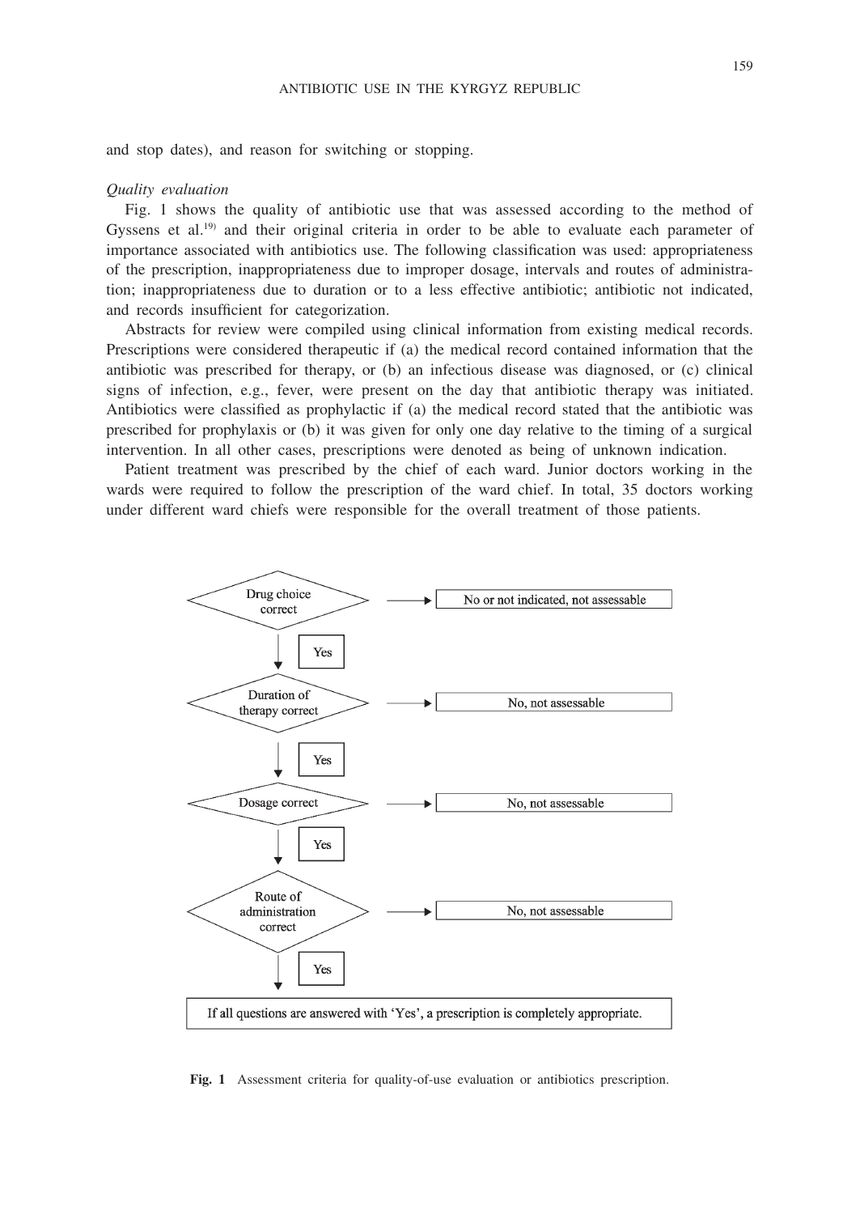and stop dates), and reason for switching or stopping.

*Quality evaluation*

Fig. 1 shows the quality of antibiotic use that was assessed according to the method of Gyssens et al.[19] and their original criteria in order to be able to evaluate each parameter of importance associated with antibiotics use. The following classification was used: appropriateness of the prescription, inappropriateness due to improper dosage, intervals and routes of administration; inappropriateness due to duration or to a less effective antibiotic; antibiotic not indicated, and records insufficient for categorization.

Abstracts for review were compiled using clinical information from existing medical records. Prescriptions were considered therapeutic if (a) the medical record contained information that the antibiotic was prescribed for therapy, or (b) an infectious disease was diagnosed, or (c) clinical signs of infection, e.g., fever, were present on the day that antibiotic therapy was initiated. Antibiotics were classified as prophylactic if (a) the medical record stated that the antibiotic was prescribed for prophylaxis or (b) it was given for only one day relative to the timing of a surgical intervention. In all other cases, prescriptions were denoted as being of unknown indication.

Patient treatment was prescribed by the chief of each ward. Junior doctors working in the wards were required to follow the prescription of the ward chief. In total, 35 doctors working under different ward chiefs were responsible for the overall treatment of those patients.

Drug choice correct → No or not indicated, not assessable

Yes

Duration of therapy correct → No, not assessable

Yes

Dosage correct → No, not assessable

Yes

Route of administration correct → No, not assessable

Yes

If all questions are answered with 'Yes', a prescription is completely appropriate.

**Fig. 1** Assessment criteria for quality-of-use evaluation or antibiotics prescription.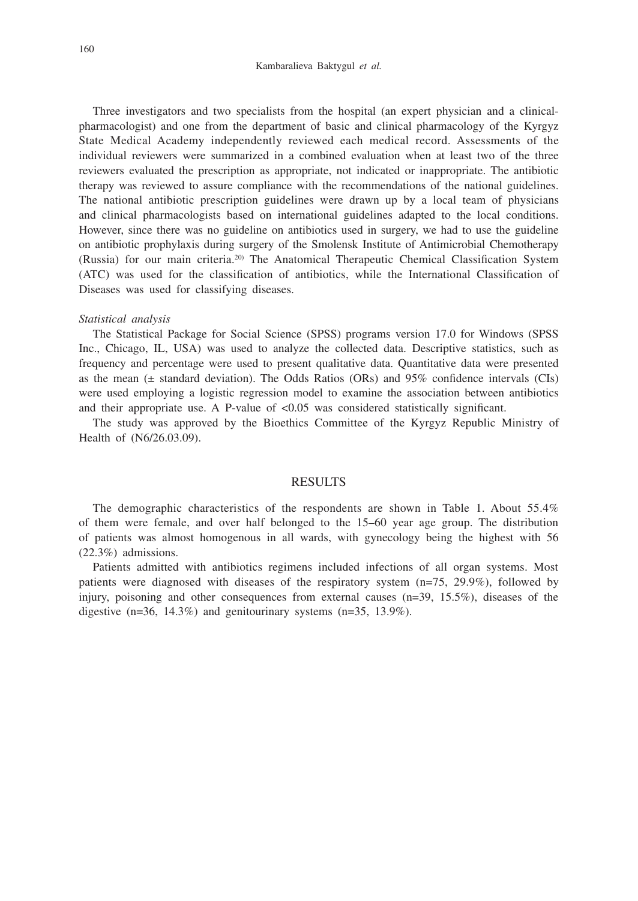Three investigators and two specialists from the hospital (an expert physician and a clinical-pharmacologist) and one from the department of basic and clinical pharmacology of the Kyrgyz State Medical Academy independently reviewed each medical record. Assessments of the individual reviewers were summarized in a combined evaluation when at least two of the three reviewers evaluated the prescription as appropriate, not indicated or inappropriate. The antibiotic therapy was reviewed to assure compliance with the recommendations of the national guidelines. The national antibiotic prescription guidelines were drawn up by a local team of physicians and clinical pharmacologists based on international guidelines adapted to the local conditions. However, since there was no guideline on antibiotics used in surgery, we had to use the guideline on antibiotic prophylaxis during surgery of the Smolensk Institute of Antimicrobial Chemotherapy (Russia) for our main criteria.[20] The Anatomical Therapeutic Chemical Classification System (ATC) was used for the classification of antibiotics, while the International Classification of Diseases was used for classifying diseases.

*Statistical analysis*

The Statistical Package for Social Science (SPSS) programs version 17.0 for Windows (SPSS Inc., Chicago, IL, USA) was used to analyze the collected data. Descriptive statistics, such as frequency and percentage were used to present qualitative data. Quantitative data were presented as the mean (± standard deviation). The Odds Ratios (ORs) and 95% confidence intervals (CIs) were used employing a logistic regression model to examine the association between antibiotics and their appropriate use. A P-value of <0.05 was considered statistically significant.

The study was approved by the Bioethics Committee of the Kyrgyz Republic Ministry of Health of (N6/26.03.09).

## RESULTS

The demographic characteristics of the respondents are shown in Table 1. About 55.4% of them were female, and over half belonged to the 15–60 year age group. The distribution of patients was almost homogenous in all wards, with gynecology being the highest with 56 (22.3%) admissions.

Patients admitted with antibiotics regimens included infections of all organ systems. Most patients were diagnosed with diseases of the respiratory system (n=75, 29.9%), followed by injury, poisoning and other consequences from external causes (n=39, 15.5%), diseases of the digestive (n=36, 14.3%) and genitourinary systems (n=35, 13.9%).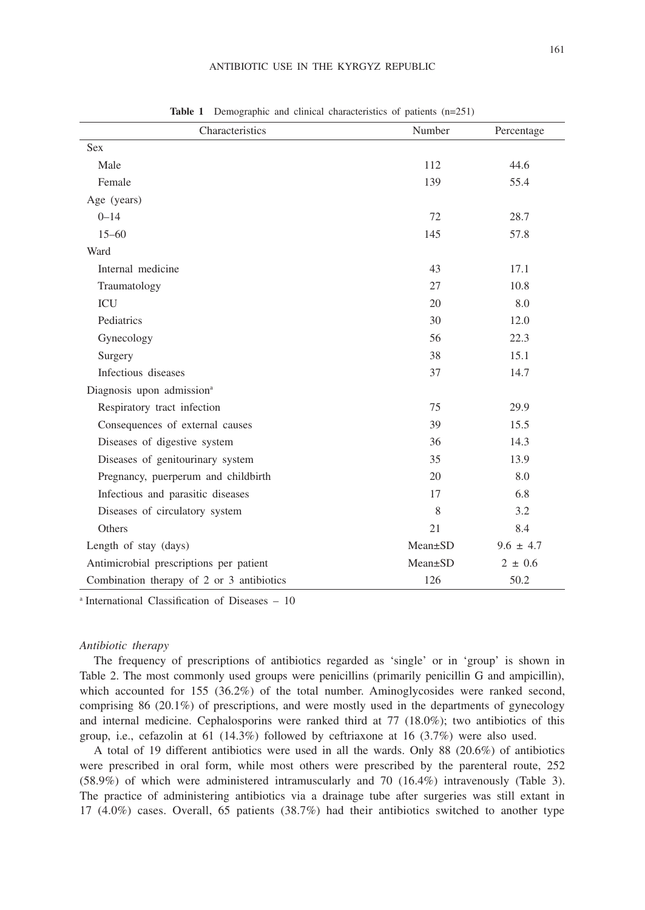**Table 1** Demographic and clinical characteristics of patients (n=251)

| Characteristics | Number | Percentage |
|---|---|---|
| Sex | | |
| Male | 112 | 44.6 |
| Female | 139 | 55.4 |
| Age (years) | | |
| 0–14 | 72 | 28.7 |
| 15–60 | 145 | 57.8 |
| Ward | | |
| Internal medicine | 43 | 17.1 |
| Traumatology | 27 | 10.8 |
| ICU | 20 | 8.0 |
| Pediatrics | 30 | 12.0 |
| Gynecology | 56 | 22.3 |
| Surgery | 38 | 15.1 |
| Infectious diseases | 37 | 14.7 |
| Diagnosis upon admission[a] | | |
| Respiratory tract infection | 75 | 29.9 |
| Consequences of external causes | 39 | 15.5 |
| Diseases of digestive system | 36 | 14.3 |
| Diseases of genitourinary system | 35 | 13.9 |
| Pregnancy, puerperum and childbirth | 20 | 8.0 |
| Infectious and parasitic diseases | 17 | 6.8 |
| Diseases of circulatory system | 8 | 3.2 |
| Others | 21 | 8.4 |
| Length of stay (days) | Mean±SD | 9.6 ± 4.7 |
| Antimicrobial prescriptions per patient | Mean±SD | 2 ± 0.6 |
| Combination therapy of 2 or 3 antibiotics | 126 | 50.2 |

[a] International Classification of Diseases – 10

*Antibiotic therapy*

The frequency of prescriptions of antibiotics regarded as 'single' or in 'group' is shown in Table 2. The most commonly used groups were penicillins (primarily penicillin G and ampicillin), which accounted for 155 (36.2%) of the total number. Aminoglycosides were ranked second, comprising 86 (20.1%) of prescriptions, and were mostly used in the departments of gynecology and internal medicine. Cephalosporins were ranked third at 77 (18.0%); two antibiotics of this group, i.e., cefazolin at 61 (14.3%) followed by ceftriaxone at 16 (3.7%) were also used.

A total of 19 different antibiotics were used in all the wards. Only 88 (20.6%) of antibiotics were prescribed in oral form, while most others were prescribed by the parenteral route, 252 (58.9%) of which were administered intramuscularly and 70 (16.4%) intravenously (Table 3). The practice of administering antibiotics via a drainage tube after surgeries was still extant in 17 (4.0%) cases. Overall, 65 patients (38.7%) had their antibiotics switched to another type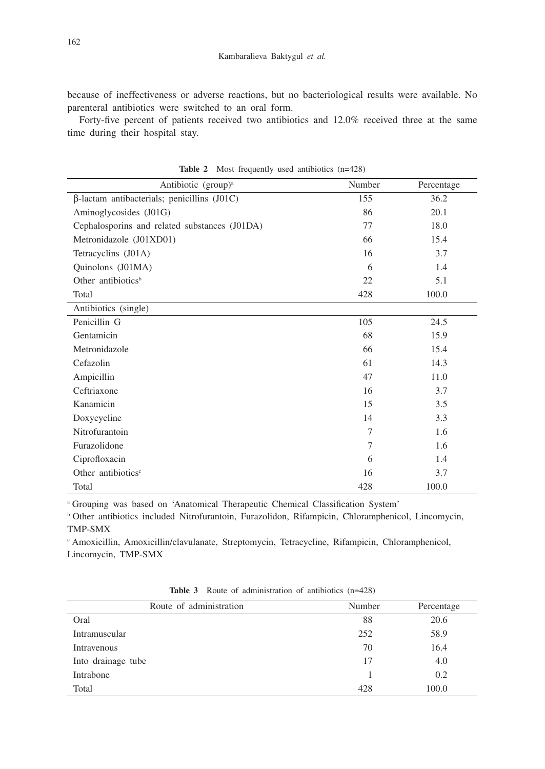because of ineffectiveness or adverse reactions, but no bacteriological results were available. No parenteral antibiotics were switched to an oral form.

Forty-five percent of patients received two antibiotics and 12.0% received three at the same time during their hospital stay.

**Table 2** Most frequently used antibiotics (n=428)

| Antibiotic (group)[a] | Number | Percentage |
|---|---|---|
| β-lactam antibacterials; penicillins (J01C) | 155 | 36.2 |
| Aminoglycosides (J01G) | 86 | 20.1 |
| Cephalosporins and related substances (J01DA) | 77 | 18.0 |
| Metronidazole (J01XD01) | 66 | 15.4 |
| Tetracyclins (J01A) | 16 | 3.7 |
| Quinolons (J01MA) | 6 | 1.4 |
| Other antibiotics[b] | 22 | 5.1 |
| Total | 428 | 100.0 |
| Antibiotics (single) | | |
| Penicillin G | 105 | 24.5 |
| Gentamicin | 68 | 15.9 |
| Metronidazole | 66 | 15.4 |
| Cefazolin | 61 | 14.3 |
| Ampicillin | 47 | 11.0 |
| Ceftriaxone | 16 | 3.7 |
| Kanamicin | 15 | 3.5 |
| Doxycycline | 14 | 3.3 |
| Nitrofurantoin | 7 | 1.6 |
| Furazolidone | 7 | 1.6 |
| Ciprofloxacin | 6 | 1.4 |
| Other antibiotics[c] | 16 | 3.7 |
| Total | 428 | 100.0 |

[a] Grouping was based on 'Anatomical Therapeutic Chemical Classification System'

[b] Other antibiotics included Nitrofurantoin, Furazolidon, Rifampicin, Chloramphenicol, Lincomycin, TMP-SMX

[c] Amoxicillin, Amoxicillin/clavulanate, Streptomycin, Tetracycline, Rifampicin, Chloramphenicol, Lincomycin, TMP-SMX

**Table 3** Route of administration of antibiotics (n=428)

| Route of administration | Number | Percentage |
|---|---|---|
| Oral | 88 | 20.6 |
| Intramuscular | 252 | 58.9 |
| Intravenous | 70 | 16.4 |
| Into drainage tube | 17 | 4.0 |
| Intrabone | 1 | 0.2 |
| Total | 428 | 100.0 |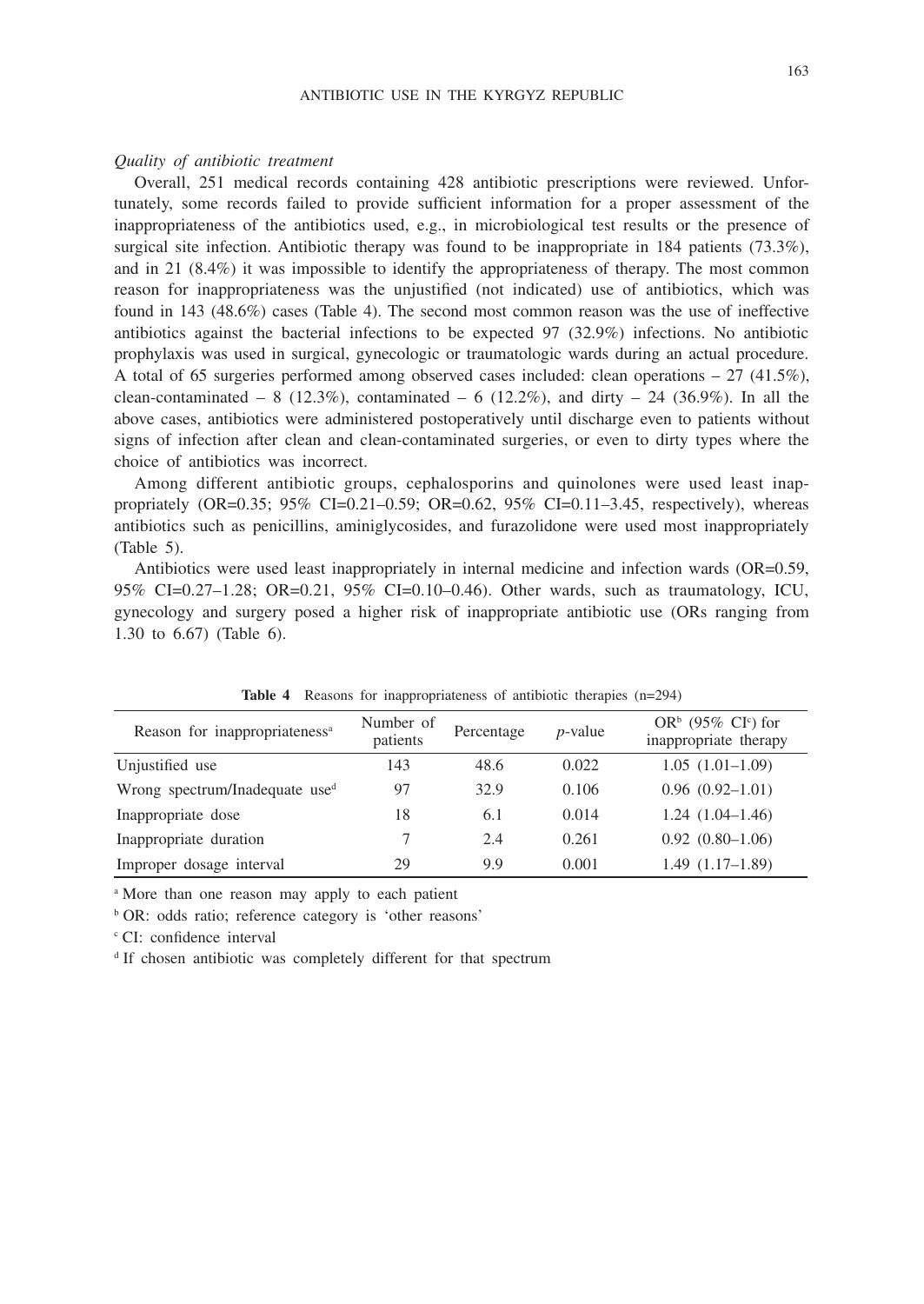*Quality of antibiotic treatment*

Overall, 251 medical records containing 428 antibiotic prescriptions were reviewed. Unfortunately, some records failed to provide sufficient information for a proper assessment of the inappropriateness of the antibiotics used, e.g., in microbiological test results or the presence of surgical site infection. Antibiotic therapy was found to be inappropriate in 184 patients (73.3%), and in 21 (8.4%) it was impossible to identify the appropriateness of therapy. The most common reason for inappropriateness was the unjustified (not indicated) use of antibiotics, which was found in 143 (48.6%) cases (Table 4). The second most common reason was the use of ineffective antibiotics against the bacterial infections to be expected 97 (32.9%) infections. No antibiotic prophylaxis was used in surgical, gynecologic or traumatologic wards during an actual procedure. A total of 65 surgeries performed among observed cases included: clean operations – 27 (41.5%), clean-contaminated – 8 (12.3%), contaminated – 6 (12.2%), and dirty – 24 (36.9%). In all the above cases, antibiotics were administered postoperatively until discharge even to patients without signs of infection after clean and clean-contaminated surgeries, or even to dirty types where the choice of antibiotics was incorrect.

Among different antibiotic groups, cephalosporins and quinolones were used least inappropriately (OR=0.35; 95% CI=0.21–0.59; OR=0.62, 95% CI=0.11–3.45, respectively), whereas antibiotics such as penicillins, aminiglycosides, and furazolidone were used most inappropriately (Table 5).

Antibiotics were used least inappropriately in internal medicine and infection wards (OR=0.59, 95% CI=0.27–1.28; OR=0.21, 95% CI=0.10–0.46). Other wards, such as traumatology, ICU, gynecology and surgery posed a higher risk of inappropriate antibiotic use (ORs ranging from 1.30 to 6.67) (Table 6).

**Table 4** Reasons for inappropriateness of antibiotic therapies (n=294)

| Reason for inappropriateness[a] | Number of patients | Percentage | $p$-value | OR[b] (95% CI[c]) for inappropriate therapy |
|---|---|---|---|---|
| Unjustified use | 143 | 48.6 | 0.022 | 1.05 (1.01–1.09) |
| Wrong spectrum/Inadequate use[d] | 97 | 32.9 | 0.106 | 0.96 (0.92–1.01) |
| Inappropriate dose | 18 | 6.1 | 0.014 | 1.24 (1.04–1.46) |
| Inappropriate duration | 7 | 2.4 | 0.261 | 0.92 (0.80–1.06) |
| Improper dosage interval | 29 | 9.9 | 0.001 | 1.49 (1.17–1.89) |

[a] More than one reason may apply to each patient

[b] OR: odds ratio; reference category is 'other reasons'

[c] CI: confidence interval

[d] If chosen antibiotic was completely different for that spectrum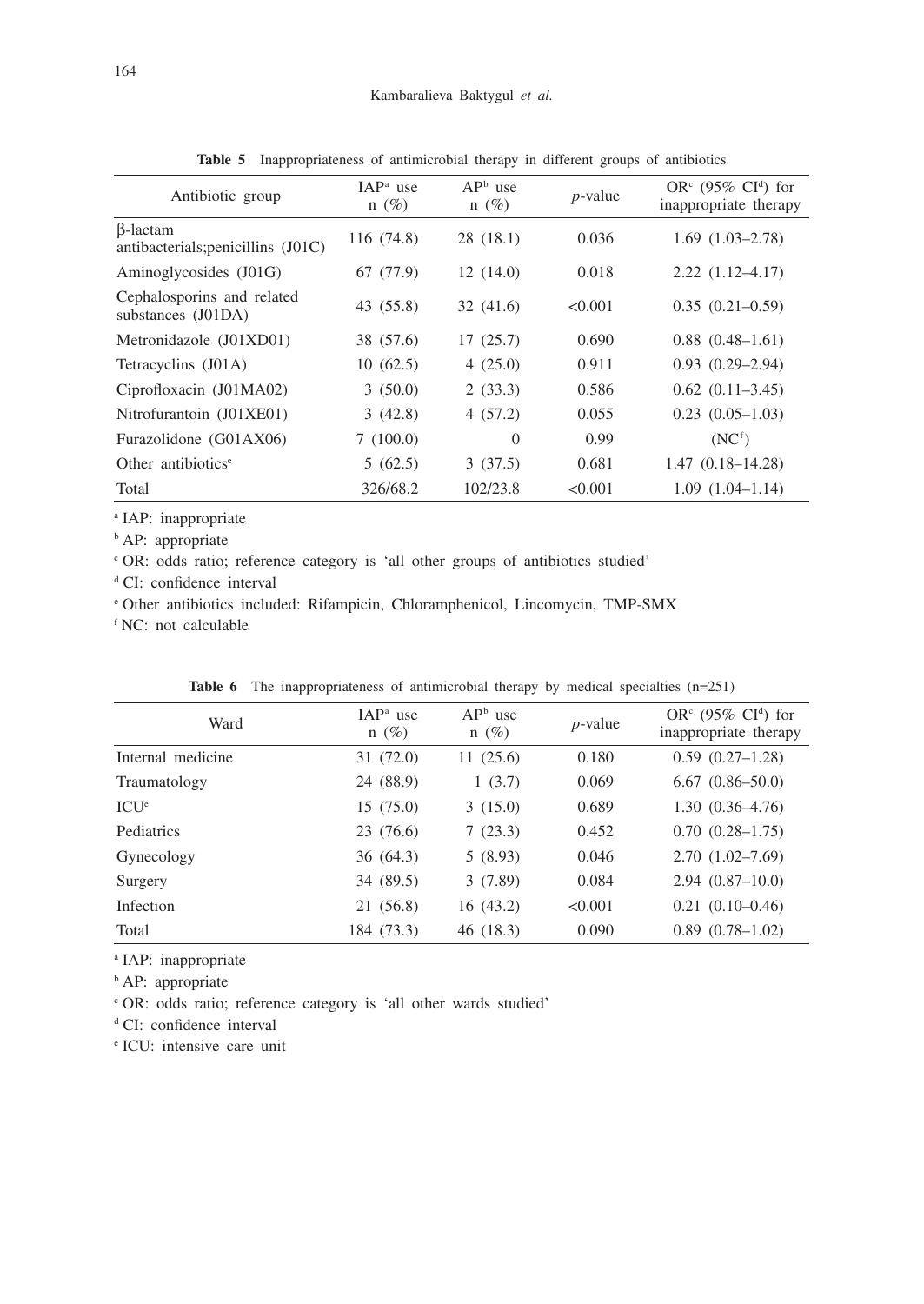**Table 5** Inappropriateness of antimicrobial therapy in different groups of antibiotics

| Antibiotic group | IAP[a] use n (%) | AP[b] use n (%) | *p*-value | OR[c] (95% CI[d]) for inappropriate therapy |
|---|---|---|---|---|
| β-lactam antibacterials;penicillins (J01C) | 116 (74.8) | 28 (18.1) | 0.036 | 1.69 (1.03–2.78) |
| Aminoglycosides (J01G) | 67 (77.9) | 12 (14.0) | 0.018 | 2.22 (1.12–4.17) |
| Cephalosporins and related substances (J01DA) | 43 (55.8) | 32 (41.6) | <0.001 | 0.35 (0.21–0.59) |
| Metronidazole (J01XD01) | 38 (57.6) | 17 (25.7) | 0.690 | 0.88 (0.48–1.61) |
| Tetracyclins (J01A) | 10 (62.5) | 4 (25.0) | 0.911 | 0.93 (0.29–2.94) |
| Ciprofloxacin (J01MA02) | 3 (50.0) | 2 (33.3) | 0.586 | 0.62 (0.11–3.45) |
| Nitrofurantoin (J01XE01) | 3 (42.8) | 4 (57.2) | 0.055 | 0.23 (0.05–1.03) |
| Furazolidone (G01AX06) | 7 (100.0) | 0 | 0.99 | (NC[f]) |
| Other antibiotics[e] | 5 (62.5) | 3 (37.5) | 0.681 | 1.47 (0.18–14.28) |
| Total | 326/68.2 | 102/23.8 | <0.001 | 1.09 (1.04–1.14) |

[a] IAP: inappropriate

[b] AP: appropriate

[c] OR: odds ratio; reference category is 'all other groups of antibiotics studied'

[d] CI: confidence interval

[e] Other antibiotics included: Rifampicin, Chloramphenicol, Lincomycin, TMP-SMX

[f] NC: not calculable

**Table 6** The inappropriateness of antimicrobial therapy by medical specialties (n=251)

| Ward | IAP[a] use n (%) | AP[b] use n (%) | *p*-value | OR[c] (95% CI[d]) for inappropriate therapy |
|---|---|---|---|---|
| Internal medicine | 31 (72.0) | 11 (25.6) | 0.180 | 0.59 (0.27–1.28) |
| Traumatology | 24 (88.9) | 1 (3.7) | 0.069 | 6.67 (0.86–50.0) |
| ICU[e] | 15 (75.0) | 3 (15.0) | 0.689 | 1.30 (0.36–4.76) |
| Pediatrics | 23 (76.6) | 7 (23.3) | 0.452 | 0.70 (0.28–1.75) |
| Gynecology | 36 (64.3) | 5 (8.93) | 0.046 | 2.70 (1.02–7.69) |
| Surgery | 34 (89.5) | 3 (7.89) | 0.084 | 2.94 (0.87–10.0) |
| Infection | 21 (56.8) | 16 (43.2) | <0.001 | 0.21 (0.10–0.46) |
| Total | 184 (73.3) | 46 (18.3) | 0.090 | 0.89 (0.78–1.02) |

[a] IAP: inappropriate

[b] AP: appropriate

[c] OR: odds ratio; reference category is 'all other wards studied'

[d] CI: confidence interval

[e] ICU: intensive care unit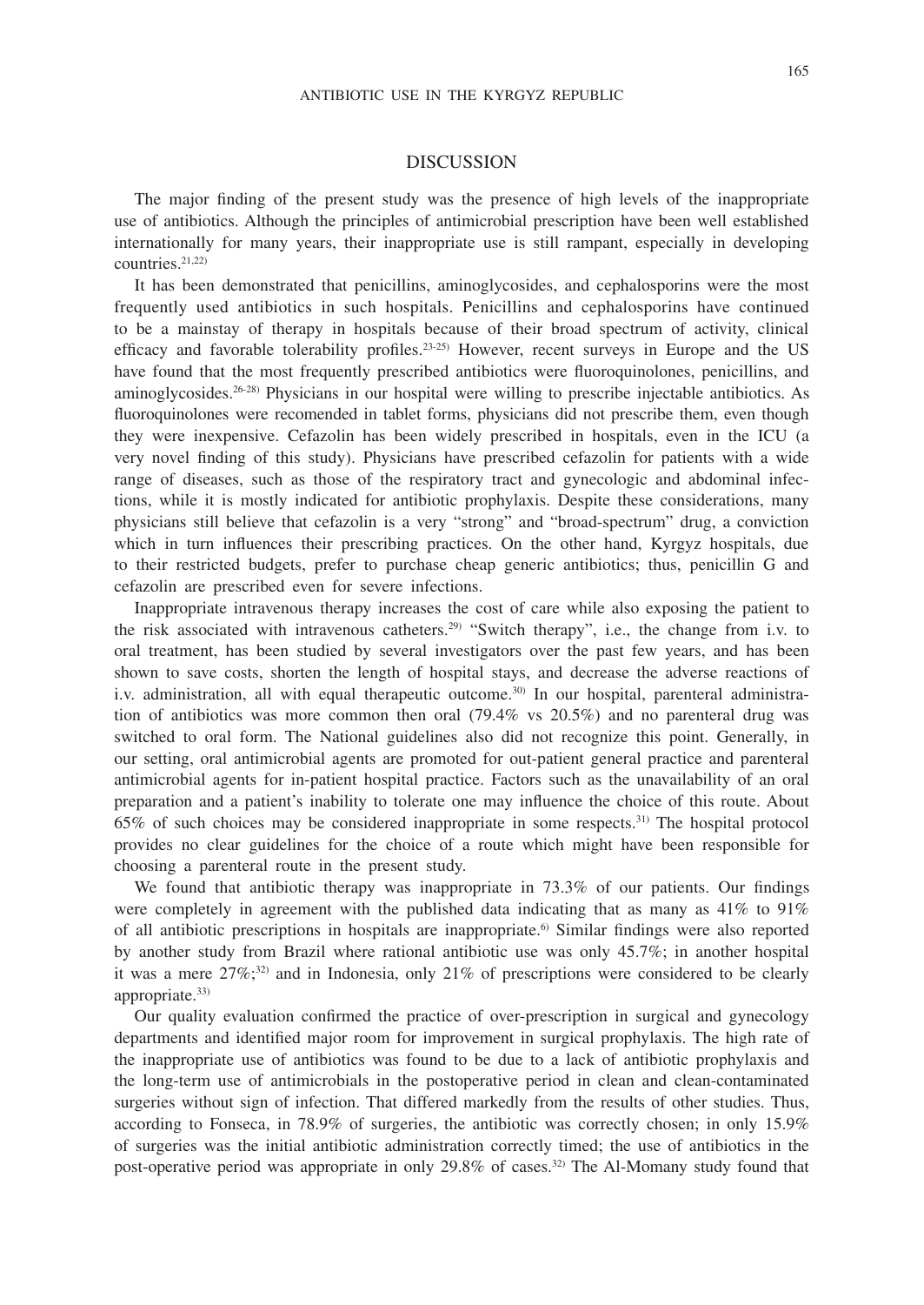## DISCUSSION

The major finding of the present study was the presence of high levels of the inappropriate use of antibiotics. Although the principles of antimicrobial prescription have been well established internationally for many years, their inappropriate use is still rampant, especially in developing countries.[21,22]

It has been demonstrated that penicillins, aminoglycosides, and cephalosporins were the most frequently used antibiotics in such hospitals. Penicillins and cephalosporins have continued to be a mainstay of therapy in hospitals because of their broad spectrum of activity, clinical efficacy and favorable tolerability profiles.[23-25] However, recent surveys in Europe and the US have found that the most frequently prescribed antibiotics were fluoroquinolones, penicillins, and aminoglycosides.[26-28] Physicians in our hospital were willing to prescribe injectable antibiotics. As fluoroquinolones were recomended in tablet forms, physicians did not prescribe them, even though they were inexpensive. Cefazolin has been widely prescribed in hospitals, even in the ICU (a very novel finding of this study). Physicians have prescribed cefazolin for patients with a wide range of diseases, such as those of the respiratory tract and gynecologic and abdominal infections, while it is mostly indicated for antibiotic prophylaxis. Despite these considerations, many physicians still believe that cefazolin is a very "strong" and "broad-spectrum" drug, a conviction which in turn influences their prescribing practices. On the other hand, Kyrgyz hospitals, due to their restricted budgets, prefer to purchase cheap generic antibiotics; thus, penicillin G and cefazolin are prescribed even for severe infections.

Inappropriate intravenous therapy increases the cost of care while also exposing the patient to the risk associated with intravenous catheters.[29] "Switch therapy", i.e., the change from i.v. to oral treatment, has been studied by several investigators over the past few years, and has been shown to save costs, shorten the length of hospital stays, and decrease the adverse reactions of i.v. administration, all with equal therapeutic outcome.[30] In our hospital, parenteral administration of antibiotics was more common then oral (79.4% vs 20.5%) and no parenteral drug was switched to oral form. The National guidelines also did not recognize this point. Generally, in our setting, oral antimicrobial agents are promoted for out-patient general practice and parenteral antimicrobial agents for in-patient hospital practice. Factors such as the unavailability of an oral preparation and a patient's inability to tolerate one may influence the choice of this route. About 65% of such choices may be considered inappropriate in some respects.[31] The hospital protocol provides no clear guidelines for the choice of a route which might have been responsible for choosing a parenteral route in the present study.

We found that antibiotic therapy was inappropriate in 73.3% of our patients. Our findings were completely in agreement with the published data indicating that as many as 41% to 91% of all antibiotic prescriptions in hospitals are inappropriate.[6] Similar findings were also reported by another study from Brazil where rational antibiotic use was only 45.7%; in another hospital it was a mere 27%;[32] and in Indonesia, only 21% of prescriptions were considered to be clearly appropriate.[33]

Our quality evaluation confirmed the practice of over-prescription in surgical and gynecology departments and identified major room for improvement in surgical prophylaxis. The high rate of the inappropriate use of antibiotics was found to be due to a lack of antibiotic prophylaxis and the long-term use of antimicrobials in the postoperative period in clean and clean-contaminated surgeries without sign of infection. That differed markedly from the results of other studies. Thus, according to Fonseca, in 78.9% of surgeries, the antibiotic was correctly chosen; in only 15.9% of surgeries was the initial antibiotic administration correctly timed; the use of antibiotics in the post-operative period was appropriate in only 29.8% of cases.[32] The Al-Momany study found that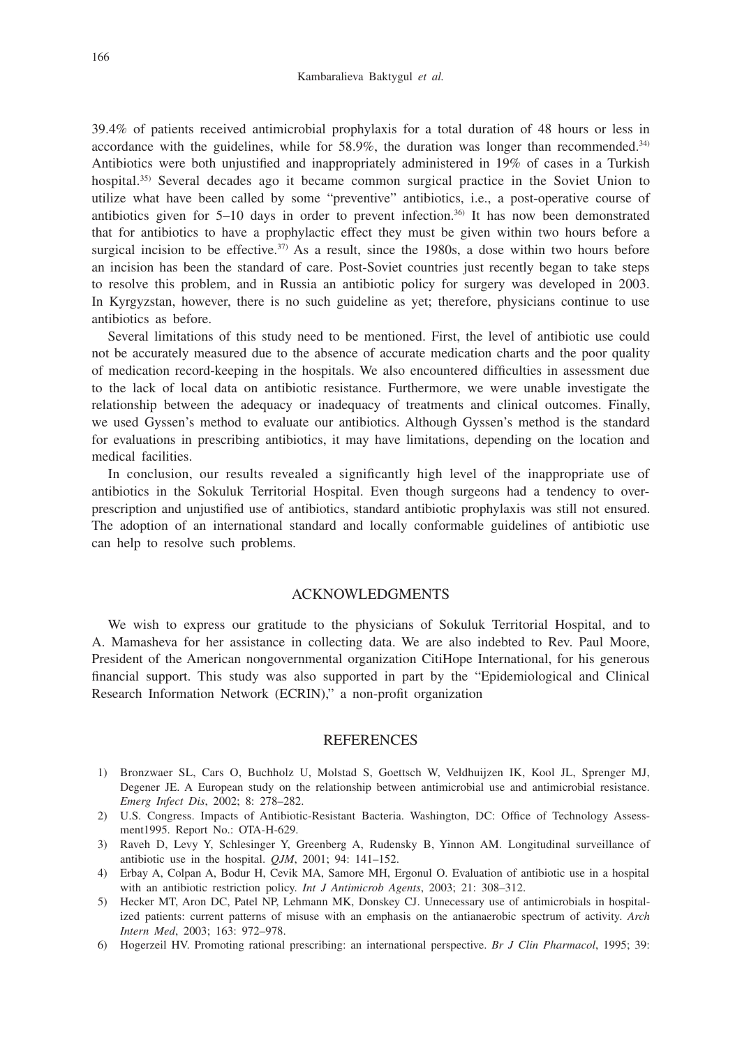39.4% of patients received antimicrobial prophylaxis for a total duration of 48 hours or less in accordance with the guidelines, while for 58.9%, the duration was longer than recommended.[34] Antibiotics were both unjustified and inappropriately administered in 19% of cases in a Turkish hospital.[35] Several decades ago it became common surgical practice in the Soviet Union to utilize what have been called by some "preventive" antibiotics, i.e., a post-operative course of antibiotics given for 5–10 days in order to prevent infection.[36] It has now been demonstrated that for antibiotics to have a prophylactic effect they must be given within two hours before a surgical incision to be effective.[37] As a result, since the 1980s, a dose within two hours before an incision has been the standard of care. Post-Soviet countries just recently began to take steps to resolve this problem, and in Russia an antibiotic policy for surgery was developed in 2003. In Kyrgyzstan, however, there is no such guideline as yet; therefore, physicians continue to use antibiotics as before.

Several limitations of this study need to be mentioned. First, the level of antibiotic use could not be accurately measured due to the absence of accurate medication charts and the poor quality of medication record-keeping in the hospitals. We also encountered difficulties in assessment due to the lack of local data on antibiotic resistance. Furthermore, we were unable investigate the relationship between the adequacy or inadequacy of treatments and clinical outcomes. Finally, we used Gyssen's method to evaluate our antibiotics. Although Gyssen's method is the standard for evaluations in prescribing antibiotics, it may have limitations, depending on the location and medical facilities.

In conclusion, our results revealed a significantly high level of the inappropriate use of antibiotics in the Sokuluk Territorial Hospital. Even though surgeons had a tendency to over-prescription and unjustified use of antibiotics, standard antibiotic prophylaxis was still not ensured. The adoption of an international standard and locally conformable guidelines of antibiotic use can help to resolve such problems.

## ACKNOWLEDGMENTS

We wish to express our gratitude to the physicians of Sokuluk Territorial Hospital, and to A. Mamasheva for her assistance in collecting data. We are also indebted to Rev. Paul Moore, President of the American nongovernmental organization CitiHope International, for his generous financial support. This study was also supported in part by the "Epidemiological and Clinical Research Information Network (ECRIN)," a non-profit organization

## REFERENCES

1) Bronzwaer SL, Cars O, Buchholz U, Molstad S, Goettsch W, Veldhuijzen IK, Kool JL, Sprenger MJ, Degener JE. A European study on the relationship between antimicrobial use and antimicrobial resistance. *Emerg Infect Dis*, 2002; 8: 278–282.
2) U.S. Congress. Impacts of Antibiotic-Resistant Bacteria. Washington, DC: Office of Technology Assessment1995. Report No.: OTA-H-629.
3) Raveh D, Levy Y, Schlesinger Y, Greenberg A, Rudensky B, Yinnon AM. Longitudinal surveillance of antibiotic use in the hospital. *QJM*, 2001; 94: 141–152.
4) Erbay A, Colpan A, Bodur H, Cevik MA, Samore MH, Ergonul O. Evaluation of antibiotic use in a hospital with an antibiotic restriction policy. *Int J Antimicrob Agents*, 2003; 21: 308–312.
5) Hecker MT, Aron DC, Patel NP, Lehmann MK, Donskey CJ. Unnecessary use of antimicrobials in hospitalized patients: current patterns of misuse with an emphasis on the antianaerobic spectrum of activity. *Arch Intern Med*, 2003; 163: 972–978.
6) Hogerzeil HV. Promoting rational prescribing: an international perspective. *Br J Clin Pharmacol*, 1995; 39: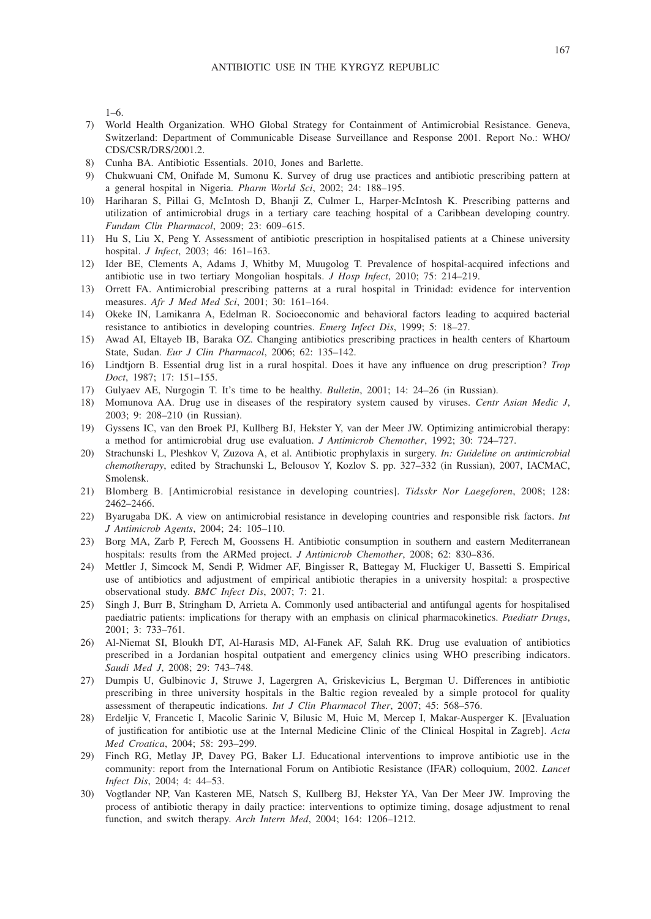1–6.

7) World Health Organization. WHO Global Strategy for Containment of Antimicrobial Resistance. Geneva, Switzerland: Department of Communicable Disease Surveillance and Response 2001. Report No.: WHO/CDS/CSR/DRS/2001.2.
8) Cunha BA. Antibiotic Essentials. 2010, Jones and Barlette.
9) Chukwuani CM, Onifade M, Sumonu K. Survey of drug use practices and antibiotic prescribing pattern at a general hospital in Nigeria. *Pharm World Sci*, 2002; 24: 188–195.
10) Hariharan S, Pillai G, McIntosh D, Bhanji Z, Culmer L, Harper-McIntosh K. Prescribing patterns and utilization of antimicrobial drugs in a tertiary care teaching hospital of a Caribbean developing country. *Fundam Clin Pharmacol*, 2009; 23: 609–615.
11) Hu S, Liu X, Peng Y. Assessment of antibiotic prescription in hospitalised patients at a Chinese university hospital. *J Infect*, 2003; 46: 161–163.
12) Ider BE, Clements A, Adams J, Whitby M, Muugolog T. Prevalence of hospital-acquired infections and antibiotic use in two tertiary Mongolian hospitals. *J Hosp Infect*, 2010; 75: 214–219.
13) Orrett FA. Antimicrobial prescribing patterns at a rural hospital in Trinidad: evidence for intervention measures. *Afr J Med Med Sci*, 2001; 30: 161–164.
14) Okeke IN, Lamikanra A, Edelman R. Socioeconomic and behavioral factors leading to acquired bacterial resistance to antibiotics in developing countries. *Emerg Infect Dis*, 1999; 5: 18–27.
15) Awad AI, Eltayeb IB, Baraka OZ. Changing antibiotics prescribing practices in health centers of Khartoum State, Sudan. *Eur J Clin Pharmacol*, 2006; 62: 135–142.
16) Lindtjorn B. Essential drug list in a rural hospital. Does it have any influence on drug prescription? *Trop Doct*, 1987; 17: 151–155.
17) Gulyaev AE, Nurgogin T. It's time to be healthy. *Bulletin*, 2001; 14: 24–26 (in Russian).
18) Momunova AA. Drug use in diseases of the respiratory system caused by viruses. *Centr Asian Medic J*, 2003; 9: 208–210 (in Russian).
19) Gyssens IC, van den Broek PJ, Kullberg BJ, Hekster Y, van der Meer JW. Optimizing antimicrobial therapy: a method for antimicrobial drug use evaluation. *J Antimicrob Chemother*, 1992; 30: 724–727.
20) Strachunski L, Pleshkov V, Zuzova A, et al. Antibiotic prophylaxis in surgery. *In: Guideline on antimicrobial chemotherapy*, edited by Strachunski L, Belousov Y, Kozlov S. pp. 327–332 (in Russian), 2007, IACMAC, Smolensk.
21) Blomberg B. [Antimicrobial resistance in developing countries]. *Tidsskr Nor Laegeforen*, 2008; 128: 2462–2466.
22) Byarugaba DK. A view on antimicrobial resistance in developing countries and responsible risk factors. *Int J Antimicrob Agents*, 2004; 24: 105–110.
23) Borg MA, Zarb P, Ferech M, Goossens H. Antibiotic consumption in southern and eastern Mediterranean hospitals: results from the ARMed project. *J Antimicrob Chemother*, 2008; 62: 830–836.
24) Mettler J, Simcock M, Sendi P, Widmer AF, Bingisser R, Battegay M, Fluckiger U, Bassetti S. Empirical use of antibiotics and adjustment of empirical antibiotic therapies in a university hospital: a prospective observational study. *BMC Infect Dis*, 2007; 7: 21.
25) Singh J, Burr B, Stringham D, Arrieta A. Commonly used antibacterial and antifungal agents for hospitalised paediatric patients: implications for therapy with an emphasis on clinical pharmacokinetics. *Paediatr Drugs*, 2001; 3: 733–761.
26) Al-Niemat SI, Bloukh DT, Al-Harasis MD, Al-Fanek AF, Salah RK. Drug use evaluation of antibiotics prescribed in a Jordanian hospital outpatient and emergency clinics using WHO prescribing indicators. *Saudi Med J*, 2008; 29: 743–748.
27) Dumpis U, Gulbinovic J, Struwe J, Lagergren A, Griskevicius L, Bergman U. Differences in antibiotic prescribing in three university hospitals in the Baltic region revealed by a simple protocol for quality assessment of therapeutic indications. *Int J Clin Pharmacol Ther*, 2007; 45: 568–576.
28) Erdeljic V, Francetic I, Macolic Sarinic V, Bilusic M, Huic M, Mercep I, Makar-Ausperger K. [Evaluation of justification for antibiotic use at the Internal Medicine Clinic of the Clinical Hospital in Zagreb]. *Acta Med Croatica*, 2004; 58: 293–299.
29) Finch RG, Metlay JP, Davey PG, Baker LJ. Educational interventions to improve antibiotic use in the community: report from the International Forum on Antibiotic Resistance (IFAR) colloquium, 2002. *Lancet Infect Dis*, 2004; 4: 44–53.
30) Vogtlander NP, Van Kasteren ME, Natsch S, Kullberg BJ, Hekster YA, Van Der Meer JW. Improving the process of antibiotic therapy in daily practice: interventions to optimize timing, dosage adjustment to renal function, and switch therapy. *Arch Intern Med*, 2004; 164: 1206–1212.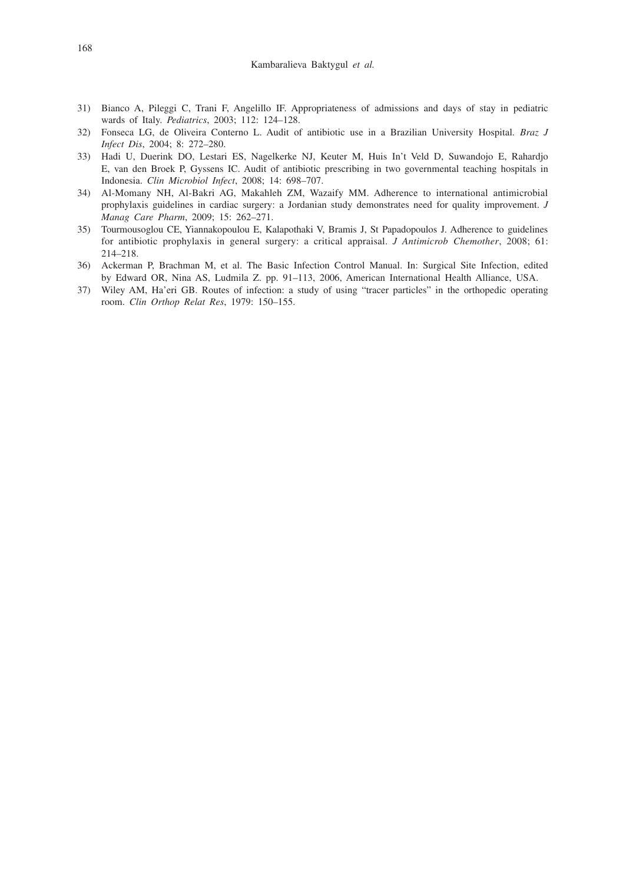31) Bianco A, Pileggi C, Trani F, Angelillo IF. Appropriateness of admissions and days of stay in pediatric wards of Italy. *Pediatrics*, 2003; 112: 124–128.
32) Fonseca LG, de Oliveira Conterno L. Audit of antibiotic use in a Brazilian University Hospital. *Braz J Infect Dis*, 2004; 8: 272–280.
33) Hadi U, Duerink DO, Lestari ES, Nagelkerke NJ, Keuter M, Huis In't Veld D, Suwandojo E, Rahardjo E, van den Broek P, Gyssens IC. Audit of antibiotic prescribing in two governmental teaching hospitals in Indonesia. *Clin Microbiol Infect*, 2008; 14: 698–707.
34) Al-Momany NH, Al-Bakri AG, Makahleh ZM, Wazaify MM. Adherence to international antimicrobial prophylaxis guidelines in cardiac surgery: a Jordanian study demonstrates need for quality improvement. *J Manag Care Pharm*, 2009; 15: 262–271.
35) Tourmousoglou CE, Yiannakopoulou E, Kalapothaki V, Bramis J, St Papadopoulos J. Adherence to guidelines for antibiotic prophylaxis in general surgery: a critical appraisal. *J Antimicrob Chemother*, 2008; 61: 214–218.
36) Ackerman P, Brachman M, et al. The Basic Infection Control Manual. In: Surgical Site Infection, edited by Edward OR, Nina AS, Ludmila Z. pp. 91–113, 2006, American International Health Alliance, USA.
37) Wiley AM, Ha'eri GB. Routes of infection: a study of using "tracer particles" in the orthopedic operating room. *Clin Orthop Relat Res*, 1979: 150–155.